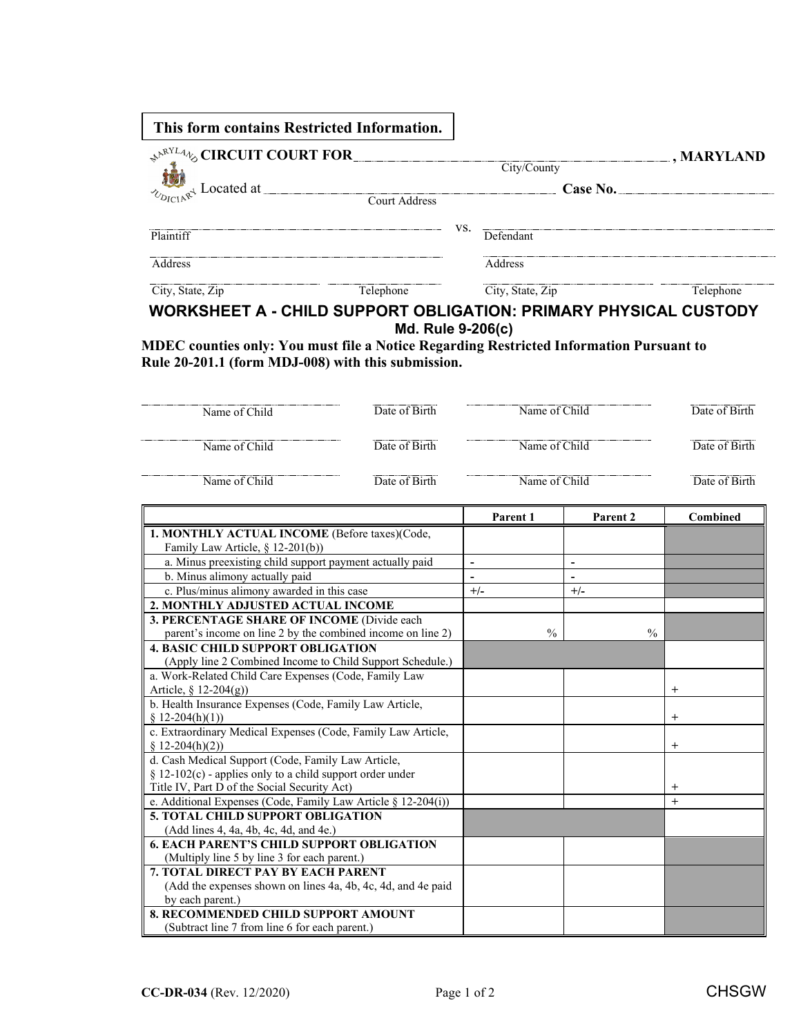**This form contains Restricted Information.**

**CIRCUIT COURT FOR** ______________________ **, MARYLAND**
City/County

Located at ______________________ **Case No.** ______________
Court Address

______________________ vs. ______________________
Plaintiff Defendant

______________________ ______________________
Address Address

______________________ ______________ ______________________ ______________
City, State, Zip Telephone City, State, Zip Telephone

## WORKSHEET A - CHILD SUPPORT OBLIGATION: PRIMARY PHYSICAL CUSTODY

**Md. Rule 9-206(c)**

**MDEC counties only: You must file a Notice Regarding Restricted Information Pursuant to Rule 20-201.1 (form MDJ-008) with this submission.**

| Name of Child | Date of Birth | Name of Child | Date of Birth |
|---|---|---|---|
| | | | |
| | | | |
| | | | |

| | Parent 1 | Parent 2 | Combined |
|---|---|---|---|
| **1. MONTHLY ACTUAL INCOME** (Before taxes)(Code, Family Law Article, § 12-201(b)) | | | |
| a. Minus preexisting child support payment actually paid | - | - | |
| b. Minus alimony actually paid | - | - | |
| c. Plus/minus alimony awarded in this case | +/- | +/- | |
| **2. MONTHLY ADJUSTED ACTUAL INCOME** | | | |
| **3. PERCENTAGE SHARE OF INCOME** (Divide each parent's income on line 2 by the combined income on line 2) | % | % | |
| **4. BASIC CHILD SUPPORT OBLIGATION** (Apply line 2 Combined Income to Child Support Schedule.) | | | |
| a. Work-Related Child Care Expenses (Code, Family Law Article, § 12-204(g)) | | | + |
| b. Health Insurance Expenses (Code, Family Law Article, § 12-204(h)(1)) | | | + |
| c. Extraordinary Medical Expenses (Code, Family Law Article, § 12-204(h)(2)) | | | + |
| d. Cash Medical Support (Code, Family Law Article, § 12-102(c) - applies only to a child support order under Title IV, Part D of the Social Security Act) | | | + |
| e. Additional Expenses (Code, Family Law Article § 12-204(i)) | | | + |
| **5. TOTAL CHILD SUPPORT OBLIGATION** (Add lines 4, 4a, 4b, 4c, 4d, and 4e.) | | | |
| **6. EACH PARENT'S CHILD SUPPORT OBLIGATION** (Multiply line 5 by line 3 for each parent.) | | | |
| **7. TOTAL DIRECT PAY BY EACH PARENT** (Add the expenses shown on lines 4a, 4b, 4c, 4d, and 4e paid by each parent.) | | | |
| **8. RECOMMENDED CHILD SUPPORT AMOUNT** (Subtract line 7 from line 6 for each parent.) | | | |

**CC-DR-034** (Rev. 12/2020) CHSGW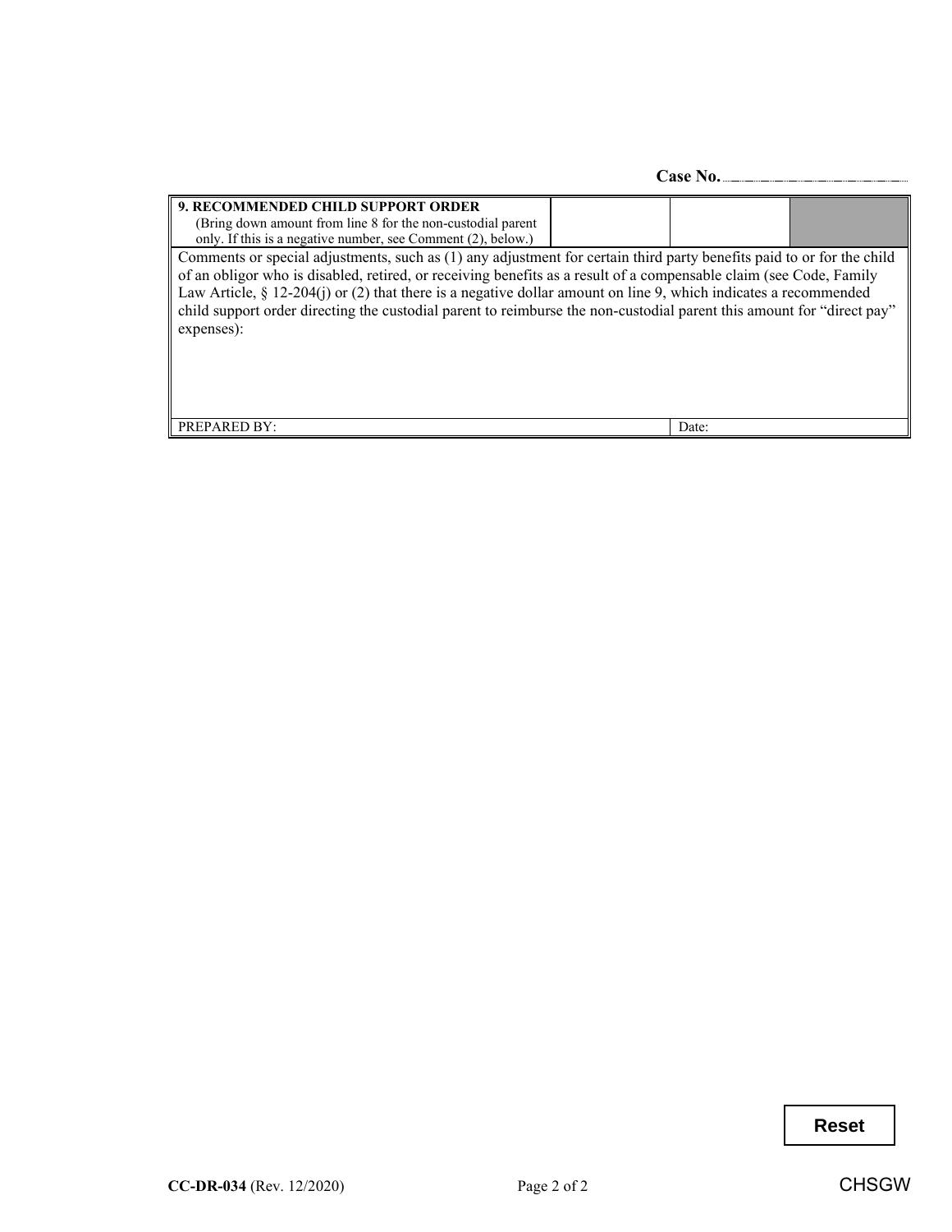Case No. ____________

| | | | |
|---|---|---|---|
| **9. RECOMMENDED CHILD SUPPORT ORDER** (Bring down amount from line 8 for the non-custodial parent only. If this is a negative number, see Comment (2), below.) | | | |

Comments or special adjustments, such as (1) any adjustment for certain third party benefits paid to or for the child of an obligor who is disabled, retired, or receiving benefits as a result of a compensable claim (see Code, Family Law Article, § 12-204(j) or (2) that there is a negative dollar amount on line 9, which indicates a recommended child support order directing the custodial parent to reimburse the non-custodial parent this amount for "direct pay" expenses):

| | |
|---|---|
| PREPARED BY: | Date: |

Reset

**CC-DR-034** (Rev. 12/2020)

CHSGW